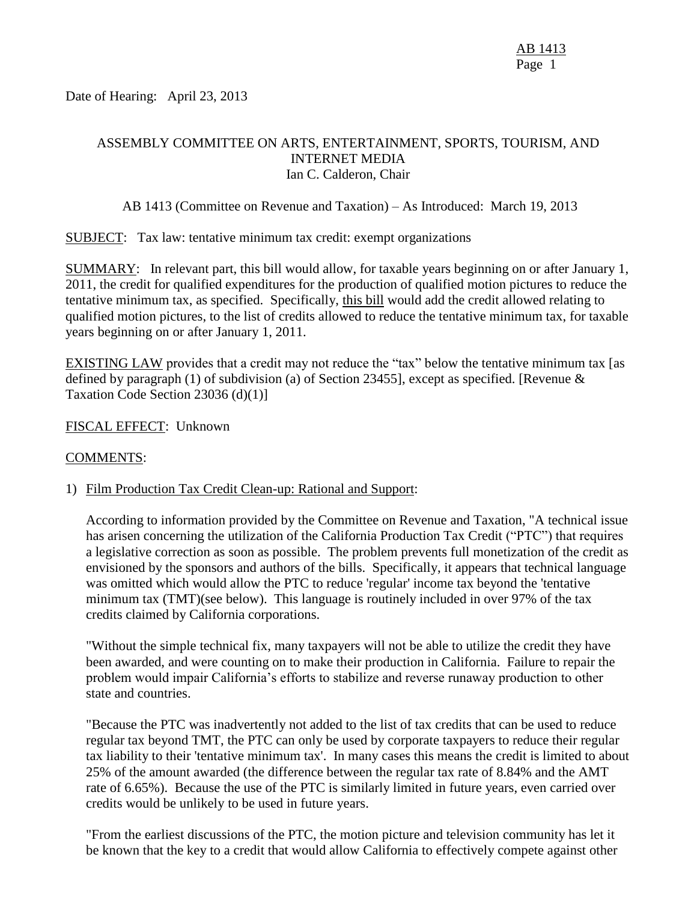Date of Hearing: April 23, 2013

ASSEMBLY COMMITTEE ON ARTS, ENTERTAINMENT, SPORTS, TOURISM, AND INTERNET MEDIA
Ian C. Calderon, Chair

AB 1413 (Committee on Revenue and Taxation) – As Introduced: March 19, 2013

SUBJECT: Tax law: tentative minimum tax credit: exempt organizations

SUMMARY: In relevant part, this bill would allow, for taxable years beginning on or after January 1, 2011, the credit for qualified expenditures for the production of qualified motion pictures to reduce the tentative minimum tax, as specified. Specifically, this bill would add the credit allowed relating to qualified motion pictures, to the list of credits allowed to reduce the tentative minimum tax, for taxable years beginning on or after January 1, 2011.

EXISTING LAW provides that a credit may not reduce the "tax" below the tentative minimum tax [as defined by paragraph (1) of subdivision (a) of Section 23455], except as specified. [Revenue & Taxation Code Section 23036 (d)(1)]

FISCAL EFFECT: Unknown

COMMENTS:

1) Film Production Tax Credit Clean-up: Rational and Support:

   According to information provided by the Committee on Revenue and Taxation, "A technical issue has arisen concerning the utilization of the California Production Tax Credit ("PTC") that requires a legislative correction as soon as possible. The problem prevents full monetization of the credit as envisioned by the sponsors and authors of the bills. Specifically, it appears that technical language was omitted which would allow the PTC to reduce 'regular' income tax beyond the 'tentative minimum tax (TMT)(see below). This language is routinely included in over 97% of the tax credits claimed by California corporations.

   "Without the simple technical fix, many taxpayers will not be able to utilize the credit they have been awarded, and were counting on to make their production in California. Failure to repair the problem would impair California's efforts to stabilize and reverse runaway production to other state and countries.

   "Because the PTC was inadvertently not added to the list of tax credits that can be used to reduce regular tax beyond TMT, the PTC can only be used by corporate taxpayers to reduce their regular tax liability to their 'tentative minimum tax'. In many cases this means the credit is limited to about 25% of the amount awarded (the difference between the regular tax rate of 8.84% and the AMT rate of 6.65%). Because the use of the PTC is similarly limited in future years, even carried over credits would be unlikely to be used in future years.

   "From the earliest discussions of the PTC, the motion picture and television community has let it be known that the key to a credit that would allow California to effectively compete against other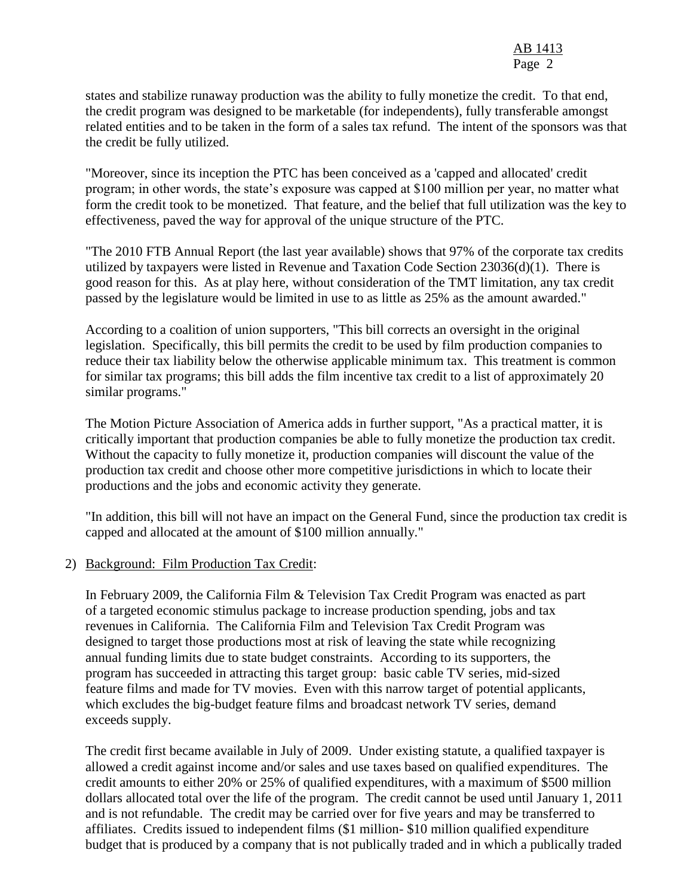states and stabilize runaway production was the ability to fully monetize the credit. To that end, the credit program was designed to be marketable (for independents), fully transferable amongst related entities and to be taken in the form of a sales tax refund. The intent of the sponsors was that the credit be fully utilized.

"Moreover, since its inception the PTC has been conceived as a 'capped and allocated' credit program; in other words, the state's exposure was capped at $100 million per year, no matter what form the credit took to be monetized. That feature, and the belief that full utilization was the key to effectiveness, paved the way for approval of the unique structure of the PTC.

"The 2010 FTB Annual Report (the last year available) shows that 97% of the corporate tax credits utilized by taxpayers were listed in Revenue and Taxation Code Section 23036(d)(1). There is good reason for this. As at play here, without consideration of the TMT limitation, any tax credit passed by the legislature would be limited in use to as little as 25% as the amount awarded."

According to a coalition of union supporters, "This bill corrects an oversight in the original legislation. Specifically, this bill permits the credit to be used by film production companies to reduce their tax liability below the otherwise applicable minimum tax. This treatment is common for similar tax programs; this bill adds the film incentive tax credit to a list of approximately 20 similar programs."

The Motion Picture Association of America adds in further support, "As a practical matter, it is critically important that production companies be able to fully monetize the production tax credit. Without the capacity to fully monetize it, production companies will discount the value of the production tax credit and choose other more competitive jurisdictions in which to locate their productions and the jobs and economic activity they generate.

"In addition, this bill will not have an impact on the General Fund, since the production tax credit is capped and allocated at the amount of $100 million annually."

2) Background: Film Production Tax Credit:

In February 2009, the California Film & Television Tax Credit Program was enacted as part of a targeted economic stimulus package to increase production spending, jobs and tax revenues in California. The California Film and Television Tax Credit Program was designed to target those productions most at risk of leaving the state while recognizing annual funding limits due to state budget constraints. According to its supporters, the program has succeeded in attracting this target group: basic cable TV series, mid-sized feature films and made for TV movies. Even with this narrow target of potential applicants, which excludes the big-budget feature films and broadcast network TV series, demand exceeds supply.

The credit first became available in July of 2009. Under existing statute, a qualified taxpayer is allowed a credit against income and/or sales and use taxes based on qualified expenditures. The credit amounts to either 20% or 25% of qualified expenditures, with a maximum of $500 million dollars allocated total over the life of the program. The credit cannot be used until January 1, 2011 and is not refundable. The credit may be carried over for five years and may be transferred to affiliates. Credits issued to independent films ($1 million- $10 million qualified expenditure budget that is produced by a company that is not publically traded and in which a publically traded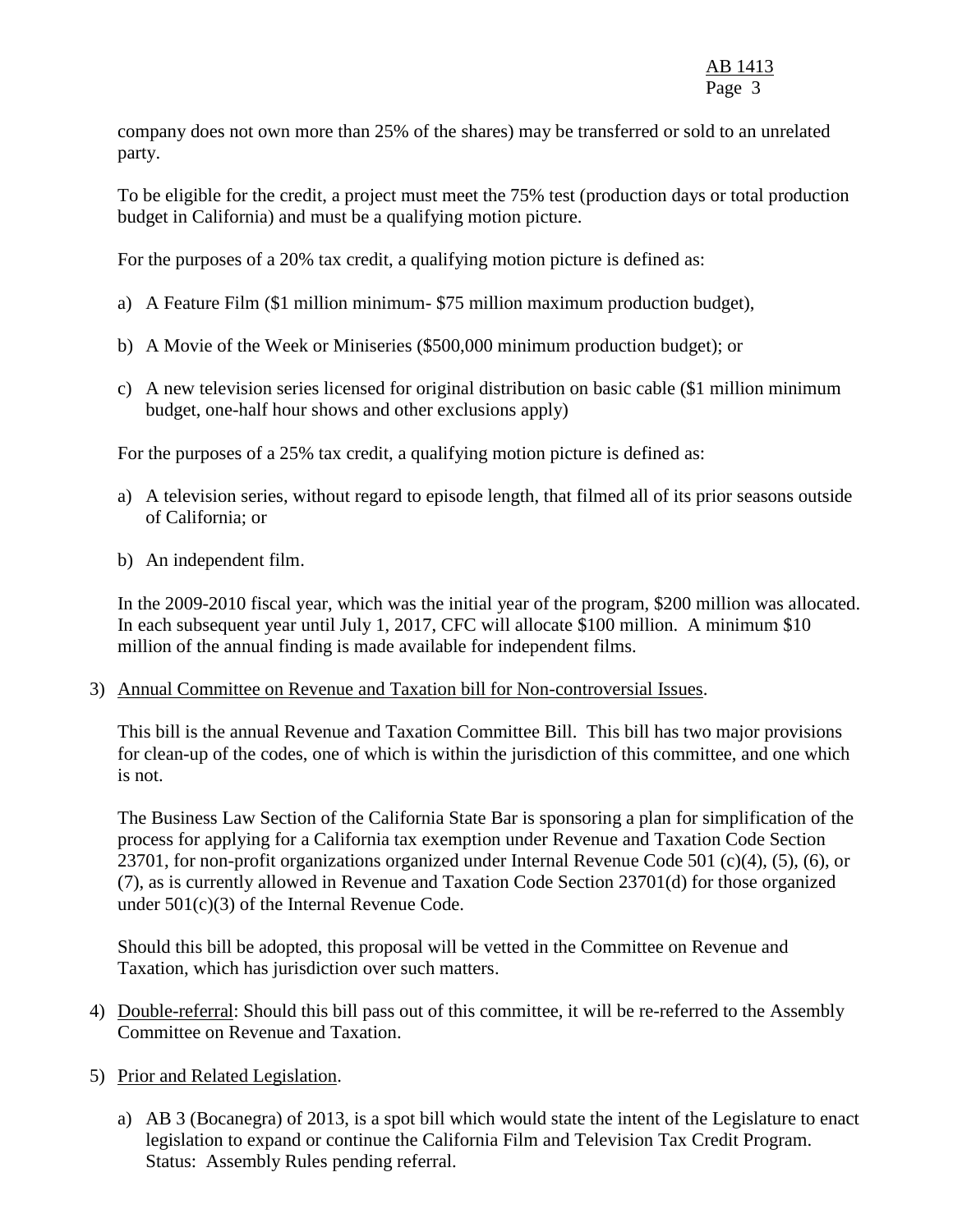company does not own more than 25% of the shares) may be transferred or sold to an unrelated party.

To be eligible for the credit, a project must meet the 75% test (production days or total production budget in California) and must be a qualifying motion picture.

For the purposes of a 20% tax credit, a qualifying motion picture is defined as:

a) A Feature Film ($1 million minimum- $75 million maximum production budget),

b) A Movie of the Week or Miniseries ($500,000 minimum production budget); or

c) A new television series licensed for original distribution on basic cable ($1 million minimum budget, one-half hour shows and other exclusions apply)

For the purposes of a 25% tax credit, a qualifying motion picture is defined as:

a) A television series, without regard to episode length, that filmed all of its prior seasons outside of California; or

b) An independent film.

In the 2009-2010 fiscal year, which was the initial year of the program, $200 million was allocated. In each subsequent year until July 1, 2017, CFC will allocate $100 million. A minimum $10 million of the annual finding is made available for independent films.

3) Annual Committee on Revenue and Taxation bill for Non-controversial Issues.

   This bill is the annual Revenue and Taxation Committee Bill. This bill has two major provisions for clean-up of the codes, one of which is within the jurisdiction of this committee, and one which is not.

   The Business Law Section of the California State Bar is sponsoring a plan for simplification of the process for applying for a California tax exemption under Revenue and Taxation Code Section 23701, for non-profit organizations organized under Internal Revenue Code 501 (c)(4), (5), (6), or (7), as is currently allowed in Revenue and Taxation Code Section 23701(d) for those organized under 501(c)(3) of the Internal Revenue Code.

   Should this bill be adopted, this proposal will be vetted in the Committee on Revenue and Taxation, which has jurisdiction over such matters.

4) Double-referral: Should this bill pass out of this committee, it will be re-referred to the Assembly Committee on Revenue and Taxation.

5) Prior and Related Legislation.

   a) AB 3 (Bocanegra) of 2013, is a spot bill which would state the intent of the Legislature to enact legislation to expand or continue the California Film and Television Tax Credit Program. Status: Assembly Rules pending referral.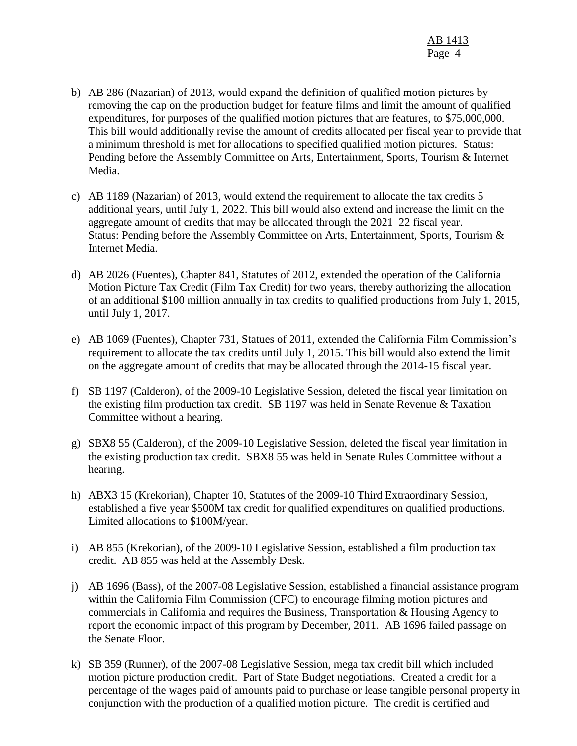b) AB 286 (Nazarian) of 2013, would expand the definition of qualified motion pictures by removing the cap on the production budget for feature films and limit the amount of qualified expenditures, for purposes of the qualified motion pictures that are features, to $75,000,000. This bill would additionally revise the amount of credits allocated per fiscal year to provide that a minimum threshold is met for allocations to specified qualified motion pictures. Status: Pending before the Assembly Committee on Arts, Entertainment, Sports, Tourism & Internet Media.

c) AB 1189 (Nazarian) of 2013, would extend the requirement to allocate the tax credits 5 additional years, until July 1, 2022. This bill would also extend and increase the limit on the aggregate amount of credits that may be allocated through the 2021–22 fiscal year. Status: Pending before the Assembly Committee on Arts, Entertainment, Sports, Tourism & Internet Media.

d) AB 2026 (Fuentes), Chapter 841, Statutes of 2012, extended the operation of the California Motion Picture Tax Credit (Film Tax Credit) for two years, thereby authorizing the allocation of an additional $100 million annually in tax credits to qualified productions from July 1, 2015, until July 1, 2017.

e) AB 1069 (Fuentes), Chapter 731, Statues of 2011, extended the California Film Commission's requirement to allocate the tax credits until July 1, 2015. This bill would also extend the limit on the aggregate amount of credits that may be allocated through the 2014-15 fiscal year.

f) SB 1197 (Calderon), of the 2009-10 Legislative Session, deleted the fiscal year limitation on the existing film production tax credit. SB 1197 was held in Senate Revenue & Taxation Committee without a hearing.

g) SBX8 55 (Calderon), of the 2009-10 Legislative Session, deleted the fiscal year limitation in the existing production tax credit. SBX8 55 was held in Senate Rules Committee without a hearing.

h) ABX3 15 (Krekorian), Chapter 10, Statutes of the 2009-10 Third Extraordinary Session, established a five year $500M tax credit for qualified expenditures on qualified productions. Limited allocations to $100M/year.

i) AB 855 (Krekorian), of the 2009-10 Legislative Session, established a film production tax credit. AB 855 was held at the Assembly Desk.

j) AB 1696 (Bass), of the 2007-08 Legislative Session, established a financial assistance program within the California Film Commission (CFC) to encourage filming motion pictures and commercials in California and requires the Business, Transportation & Housing Agency to report the economic impact of this program by December, 2011. AB 1696 failed passage on the Senate Floor.

k) SB 359 (Runner), of the 2007-08 Legislative Session, mega tax credit bill which included motion picture production credit. Part of State Budget negotiations. Created a credit for a percentage of the wages paid of amounts paid to purchase or lease tangible personal property in conjunction with the production of a qualified motion picture. The credit is certified and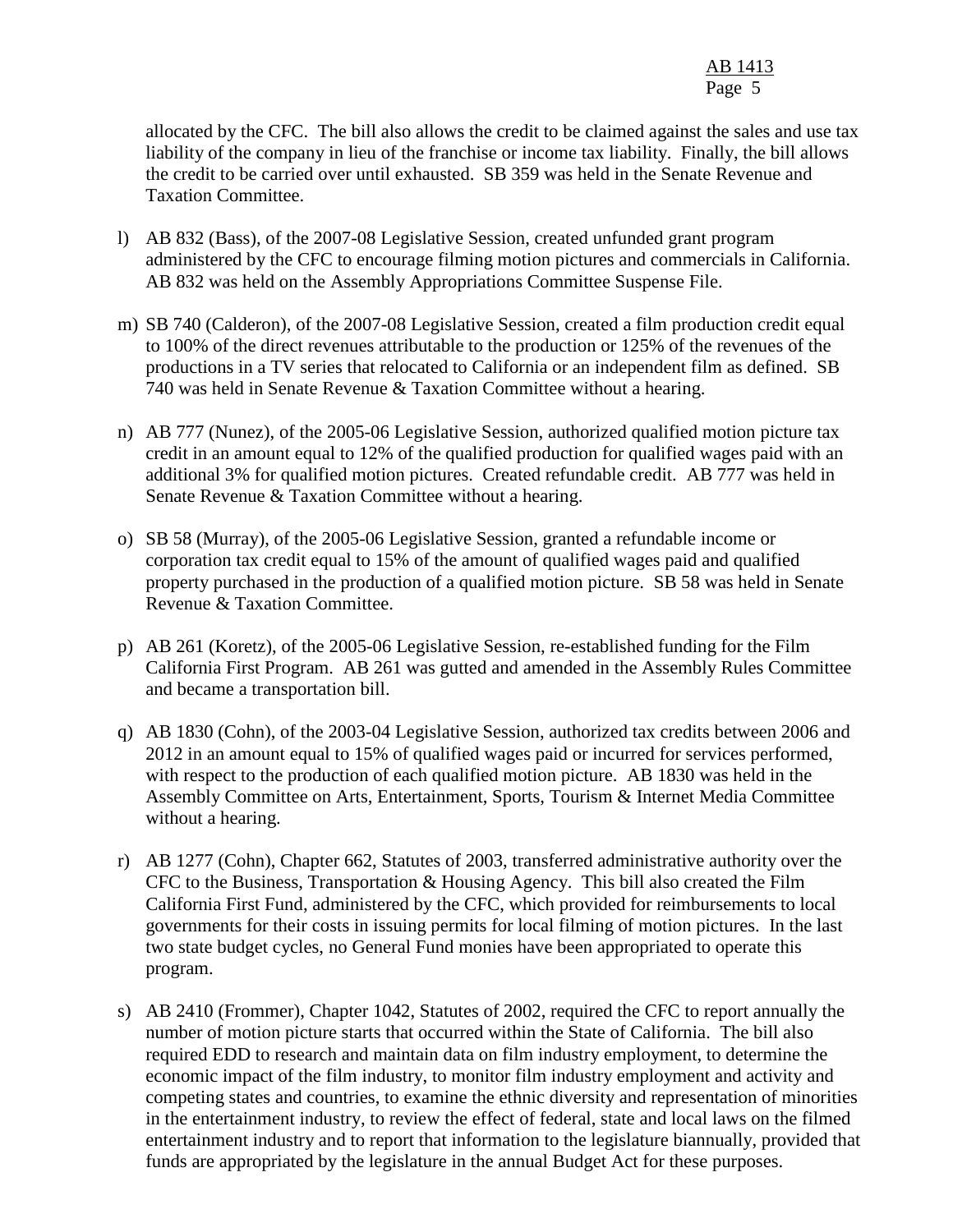allocated by the CFC. The bill also allows the credit to be claimed against the sales and use tax liability of the company in lieu of the franchise or income tax liability. Finally, the bill allows the credit to be carried over until exhausted. SB 359 was held in the Senate Revenue and Taxation Committee.

l) AB 832 (Bass), of the 2007-08 Legislative Session, created unfunded grant program administered by the CFC to encourage filming motion pictures and commercials in California. AB 832 was held on the Assembly Appropriations Committee Suspense File.

m) SB 740 (Calderon), of the 2007-08 Legislative Session, created a film production credit equal to 100% of the direct revenues attributable to the production or 125% of the revenues of the productions in a TV series that relocated to California or an independent film as defined. SB 740 was held in Senate Revenue & Taxation Committee without a hearing.

n) AB 777 (Nunez), of the 2005-06 Legislative Session, authorized qualified motion picture tax credit in an amount equal to 12% of the qualified production for qualified wages paid with an additional 3% for qualified motion pictures. Created refundable credit. AB 777 was held in Senate Revenue & Taxation Committee without a hearing.

o) SB 58 (Murray), of the 2005-06 Legislative Session, granted a refundable income or corporation tax credit equal to 15% of the amount of qualified wages paid and qualified property purchased in the production of a qualified motion picture. SB 58 was held in Senate Revenue & Taxation Committee.

p) AB 261 (Koretz), of the 2005-06 Legislative Session, re-established funding for the Film California First Program. AB 261 was gutted and amended in the Assembly Rules Committee and became a transportation bill.

q) AB 1830 (Cohn), of the 2003-04 Legislative Session, authorized tax credits between 2006 and 2012 in an amount equal to 15% of qualified wages paid or incurred for services performed, with respect to the production of each qualified motion picture. AB 1830 was held in the Assembly Committee on Arts, Entertainment, Sports, Tourism & Internet Media Committee without a hearing.

r) AB 1277 (Cohn), Chapter 662, Statutes of 2003, transferred administrative authority over the CFC to the Business, Transportation & Housing Agency. This bill also created the Film California First Fund, administered by the CFC, which provided for reimbursements to local governments for their costs in issuing permits for local filming of motion pictures. In the last two state budget cycles, no General Fund monies have been appropriated to operate this program.

s) AB 2410 (Frommer), Chapter 1042, Statutes of 2002, required the CFC to report annually the number of motion picture starts that occurred within the State of California. The bill also required EDD to research and maintain data on film industry employment, to determine the economic impact of the film industry, to monitor film industry employment and activity and competing states and countries, to examine the ethnic diversity and representation of minorities in the entertainment industry, to review the effect of federal, state and local laws on the filmed entertainment industry and to report that information to the legislature biannually, provided that funds are appropriated by the legislature in the annual Budget Act for these purposes.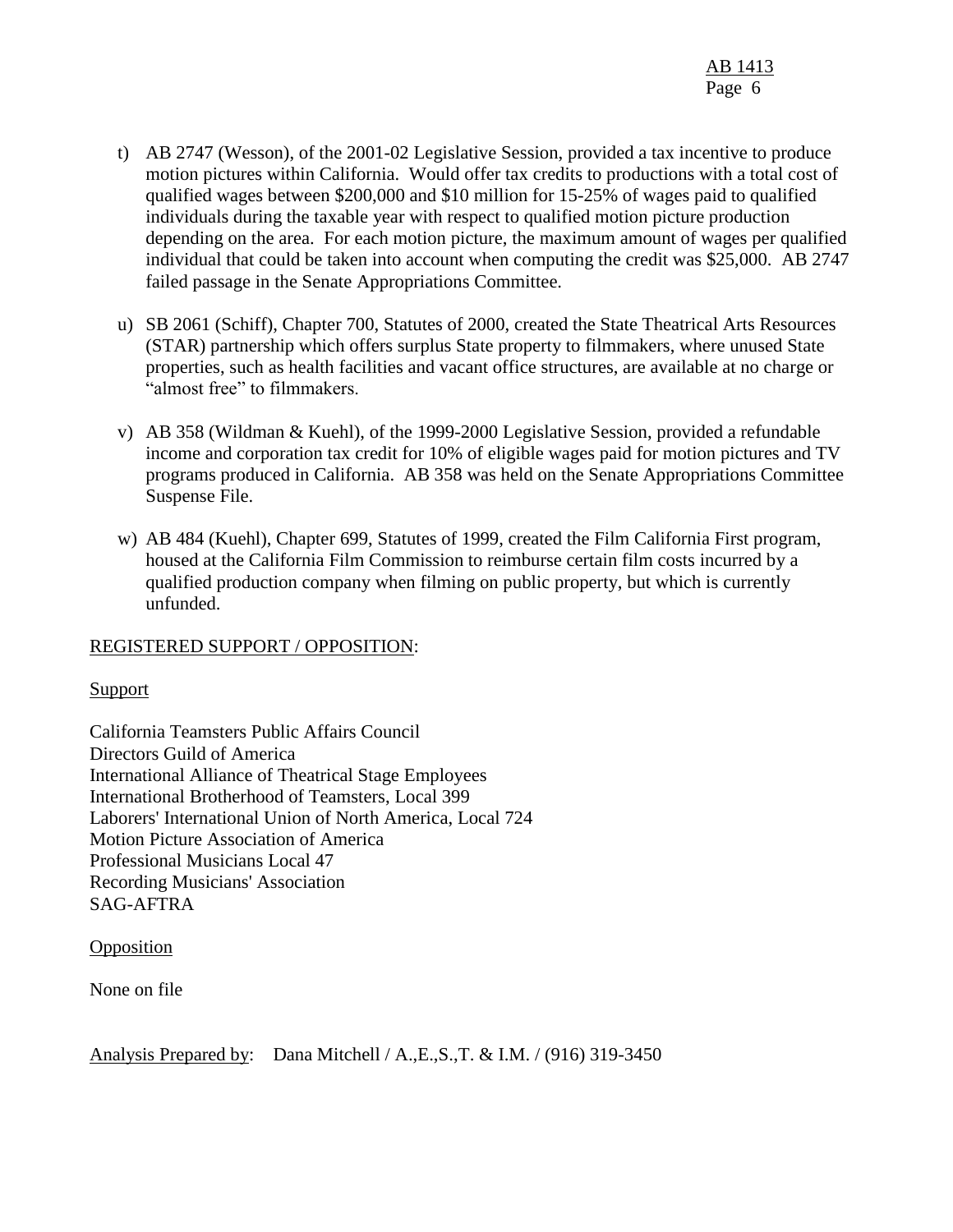t) AB 2747 (Wesson), of the 2001-02 Legislative Session, provided a tax incentive to produce motion pictures within California. Would offer tax credits to productions with a total cost of qualified wages between $200,000 and $10 million for 15-25% of wages paid to qualified individuals during the taxable year with respect to qualified motion picture production depending on the area. For each motion picture, the maximum amount of wages per qualified individual that could be taken into account when computing the credit was $25,000. AB 2747 failed passage in the Senate Appropriations Committee.

u) SB 2061 (Schiff), Chapter 700, Statutes of 2000, created the State Theatrical Arts Resources (STAR) partnership which offers surplus State property to filmmakers, where unused State properties, such as health facilities and vacant office structures, are available at no charge or "almost free" to filmmakers.

v) AB 358 (Wildman & Kuehl), of the 1999-2000 Legislative Session, provided a refundable income and corporation tax credit for 10% of eligible wages paid for motion pictures and TV programs produced in California. AB 358 was held on the Senate Appropriations Committee Suspense File.

w) AB 484 (Kuehl), Chapter 699, Statutes of 1999, created the Film California First program, housed at the California Film Commission to reimburse certain film costs incurred by a qualified production company when filming on public property, but which is currently unfunded.

REGISTERED SUPPORT / OPPOSITION:

Support

California Teamsters Public Affairs Council
Directors Guild of America
International Alliance of Theatrical Stage Employees
International Brotherhood of Teamsters, Local 399
Laborers' International Union of North America, Local 724
Motion Picture Association of America
Professional Musicians Local 47
Recording Musicians' Association
SAG-AFTRA

Opposition

None on file

Analysis Prepared by: Dana Mitchell / A.,E.,S.,T. & I.M. / (916) 319-3450